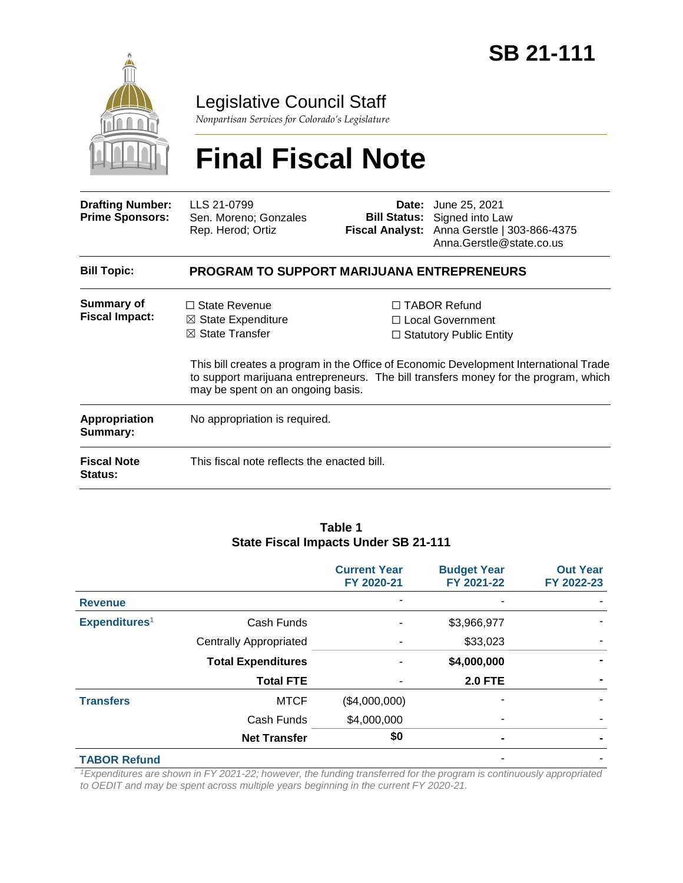# SB 21-111

## Legislative Council Staff

*Nonpartisan Services for Colorado's Legislature*

# Final Fiscal Note

| | | | |
|---|---|---|---|
| **Drafting Number:** | LLS 21-0799 | **Date:** | June 25, 2021 |
| **Prime Sponsors:** | Sen. Moreno; Gonzales<br>Rep. Herod; Ortiz | **Bill Status:** | Signed into Law |
| | | **Fiscal Analyst:** | Anna Gerstle \| 303-866-4375<br>Anna.Gerstle@state.co.us |

| | |
|---|---|
| **Bill Topic:** | **PROGRAM TO SUPPORT MARIJUANA ENTREPRENEURS** |
| **Summary of Fiscal Impact:** | ☐ State Revenue ☒ State Expenditure ☒ State Transfer ☐ TABOR Refund ☐ Local Government ☐ Statutory Public Entity<br><br>This bill creates a program in the Office of Economic Development International Trade to support marijuana entrepreneurs. The bill transfers money for the program, which may be spent on an ongoing basis. |
| **Appropriation Summary:** | No appropriation is required. |
| **Fiscal Note Status:** | This fiscal note reflects the enacted bill. |

**Table 1**
**State Fiscal Impacts Under SB 21-111**

| | | Current Year FY 2020-21 | Budget Year FY 2021-22 | Out Year FY 2022-23 |
|---|---|---|---|---|
| **Revenue** | | - | - | - |
| **Expenditures**[1] | Cash Funds | - | $3,966,977 | - |
| | Centrally Appropriated | - | $33,023 | - |
| | **Total Expenditures** | - | **$4,000,000** | **-** |
| | **Total FTE** | - | **2.0 FTE** | **-** |
| **Transfers** | MTCF | ($4,000,000) | - | - |
| | Cash Funds | $4,000,000 | - | - |
| | **Net Transfer** | **$0** | **-** | **-** |
| **TABOR Refund** | | | - | - |

*[1]Expenditures are shown in FY 2021-22; however, the funding transferred for the program is continuously appropriated to OEDIT and may be spent across multiple years beginning in the current FY 2020-21.*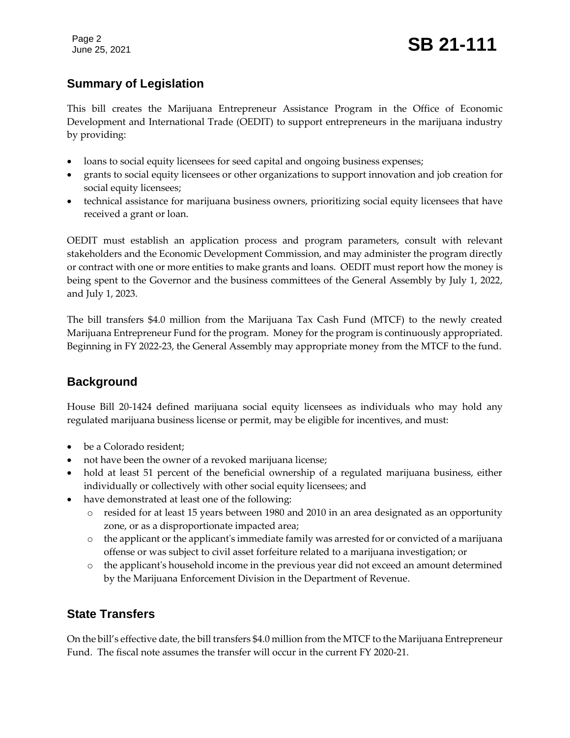## Summary of Legislation

This bill creates the Marijuana Entrepreneur Assistance Program in the Office of Economic Development and International Trade (OEDIT) to support entrepreneurs in the marijuana industry by providing:

- loans to social equity licensees for seed capital and ongoing business expenses;
- grants to social equity licensees or other organizations to support innovation and job creation for social equity licensees;
- technical assistance for marijuana business owners, prioritizing social equity licensees that have received a grant or loan.

OEDIT must establish an application process and program parameters, consult with relevant stakeholders and the Economic Development Commission, and may administer the program directly or contract with one or more entities to make grants and loans. OEDIT must report how the money is being spent to the Governor and the business committees of the General Assembly by July 1, 2022, and July 1, 2023.

The bill transfers $4.0 million from the Marijuana Tax Cash Fund (MTCF) to the newly created Marijuana Entrepreneur Fund for the program. Money for the program is continuously appropriated. Beginning in FY 2022-23, the General Assembly may appropriate money from the MTCF to the fund.

## Background

House Bill 20-1424 defined marijuana social equity licensees as individuals who may hold any regulated marijuana business license or permit, may be eligible for incentives, and must:

- be a Colorado resident;
- not have been the owner of a revoked marijuana license;
- hold at least 51 percent of the beneficial ownership of a regulated marijuana business, either individually or collectively with other social equity licensees; and
- have demonstrated at least one of the following:
  - resided for at least 15 years between 1980 and 2010 in an area designated as an opportunity zone, or as a disproportionate impacted area;
  - the applicant or the applicant's immediate family was arrested for or convicted of a marijuana offense or was subject to civil asset forfeiture related to a marijuana investigation; or
  - the applicant's household income in the previous year did not exceed an amount determined by the Marijuana Enforcement Division in the Department of Revenue.

## State Transfers

On the bill's effective date, the bill transfers $4.0 million from the MTCF to the Marijuana Entrepreneur Fund. The fiscal note assumes the transfer will occur in the current FY 2020-21.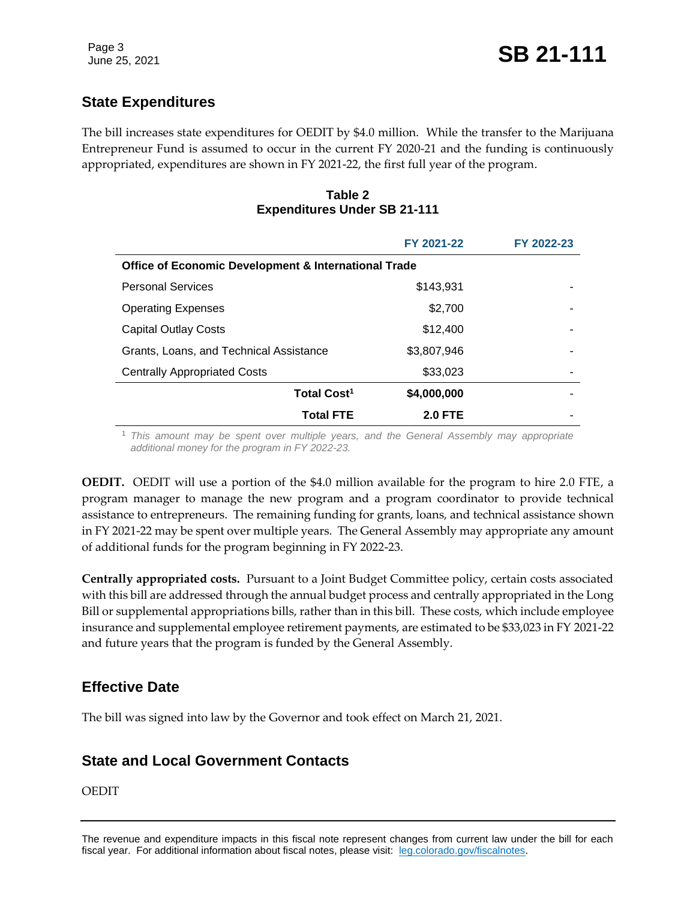## State Expenditures

The bill increases state expenditures for OEDIT by $4.0 million. While the transfer to the Marijuana Entrepreneur Fund is assumed to occur in the current FY 2020-21 and the funding is continuously appropriated, expenditures are shown in FY 2021-22, the first full year of the program.

**Table 2**
**Expenditures Under SB 21-111**

| | FY 2021-22 | FY 2022-23 |
|---|---|---|
| **Office of Economic Development & International Trade** | | |
| Personal Services | $143,931 | - |
| Operating Expenses | $2,700 | - |
| Capital Outlay Costs | $12,400 | - |
| Grants, Loans, and Technical Assistance | $3,807,946 | - |
| Centrally Appropriated Costs | $33,023 | - |
| **Total Cost[1]** | **$4,000,000** | - |
| **Total FTE** | **2.0 FTE** | - |

[1] *This amount may be spent over multiple years, and the General Assembly may appropriate additional money for the program in FY 2022-23.*

**OEDIT.** OEDIT will use a portion of the $4.0 million available for the program to hire 2.0 FTE, a program manager to manage the new program and a program coordinator to provide technical assistance to entrepreneurs. The remaining funding for grants, loans, and technical assistance shown in FY 2021-22 may be spent over multiple years. The General Assembly may appropriate any amount of additional funds for the program beginning in FY 2022-23.

**Centrally appropriated costs.** Pursuant to a Joint Budget Committee policy, certain costs associated with this bill are addressed through the annual budget process and centrally appropriated in the Long Bill or supplemental appropriations bills, rather than in this bill. These costs, which include employee insurance and supplemental employee retirement payments, are estimated to be $33,023 in FY 2021-22 and future years that the program is funded by the General Assembly.

## Effective Date

The bill was signed into law by the Governor and took effect on March 21, 2021.

## State and Local Government Contacts

OEDIT

The revenue and expenditure impacts in this fiscal note represent changes from current law under the bill for each fiscal year. For additional information about fiscal notes, please visit: leg.colorado.gov/fiscalnotes.